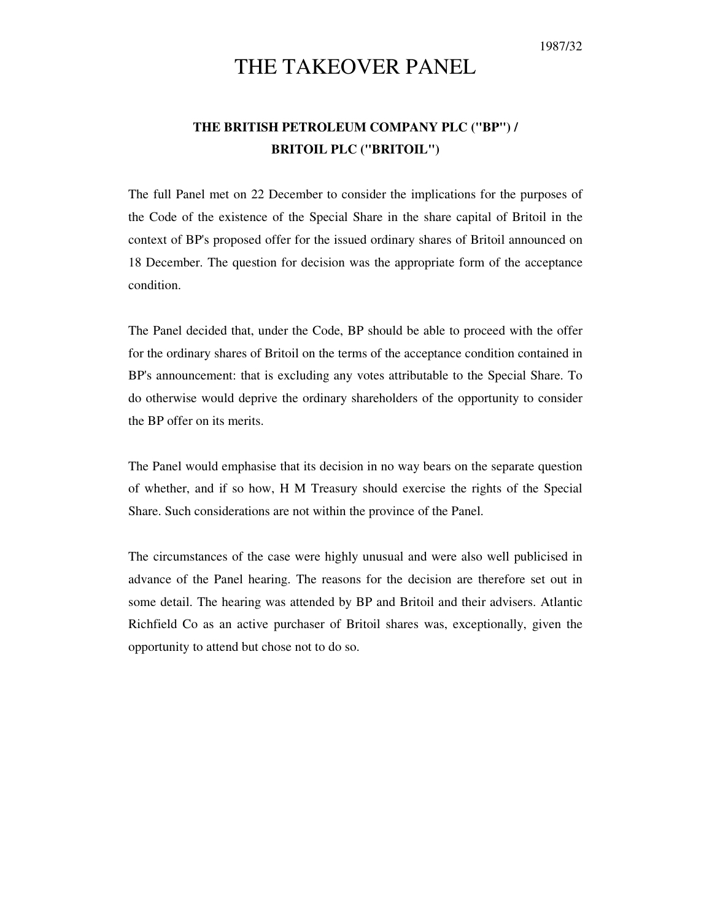1987/32

# THE TAKEOVER PANEL

## THE BRITISH PETROLEUM COMPANY PLC ("BP") / BRITOIL PLC ("BRITOIL")

The full Panel met on 22 December to consider the implications for the purposes of the Code of the existence of the Special Share in the share capital of Britoil in the context of BP's proposed offer for the issued ordinary shares of Britoil announced on 18 December. The question for decision was the appropriate form of the acceptance condition.

The Panel decided that, under the Code, BP should be able to proceed with the offer for the ordinary shares of Britoil on the terms of the acceptance condition contained in BP's announcement: that is excluding any votes attributable to the Special Share. To do otherwise would deprive the ordinary shareholders of the opportunity to consider the BP offer on its merits.

The Panel would emphasise that its decision in no way bears on the separate question of whether, and if so how, H M Treasury should exercise the rights of the Special Share. Such considerations are not within the province of the Panel.

The circumstances of the case were highly unusual and were also well publicised in advance of the Panel hearing. The reasons for the decision are therefore set out in some detail. The hearing was attended by BP and Britoil and their advisers. Atlantic Richfield Co as an active purchaser of Britoil shares was, exceptionally, given the opportunity to attend but chose not to do so.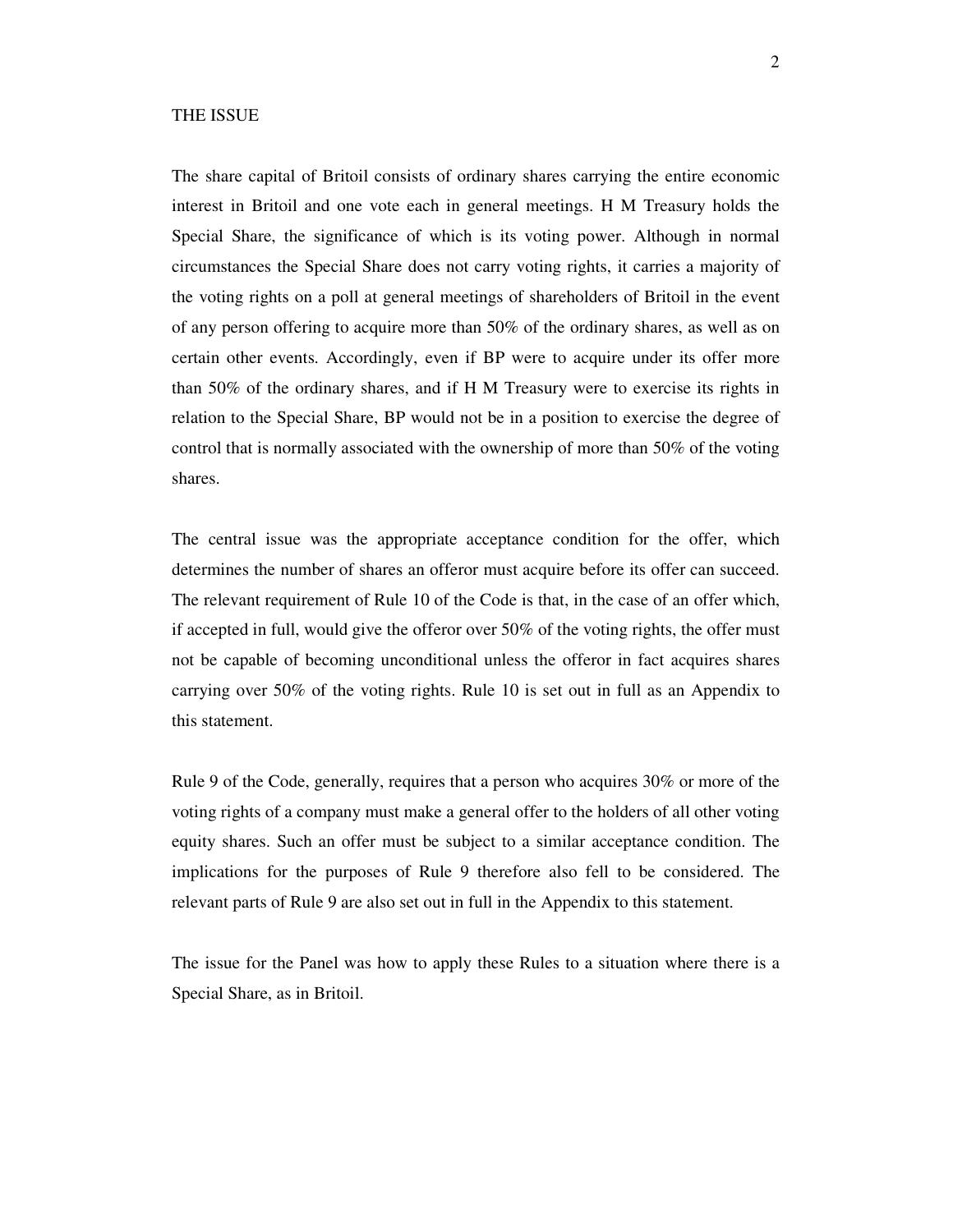## THE ISSUE

The share capital of Britoil consists of ordinary shares carrying the entire economic interest in Britoil and one vote each in general meetings. H M Treasury holds the Special Share, the significance of which is its voting power. Although in normal circumstances the Special Share does not carry voting rights, it carries a majority of the voting rights on a poll at general meetings of shareholders of Britoil in the event of any person offering to acquire more than 50% of the ordinary shares, as well as on certain other events. Accordingly, even if BP were to acquire under its offer more than 50% of the ordinary shares, and if H M Treasury were to exercise its rights in relation to the Special Share, BP would not be in a position to exercise the degree of control that is normally associated with the ownership of more than 50% of the voting shares.

The central issue was the appropriate acceptance condition for the offer, which determines the number of shares an offeror must acquire before its offer can succeed. The relevant requirement of Rule 10 of the Code is that, in the case of an offer which, if accepted in full, would give the offeror over 50% of the voting rights, the offer must not be capable of becoming unconditional unless the offeror in fact acquires shares carrying over 50% of the voting rights. Rule 10 is set out in full as an Appendix to this statement.

Rule 9 of the Code, generally, requires that a person who acquires 30% or more of the voting rights of a company must make a general offer to the holders of all other voting equity shares. Such an offer must be subject to a similar acceptance condition. The implications for the purposes of Rule 9 therefore also fell to be considered. The relevant parts of Rule 9 are also set out in full in the Appendix to this statement.

The issue for the Panel was how to apply these Rules to a situation where there is a Special Share, as in Britoil.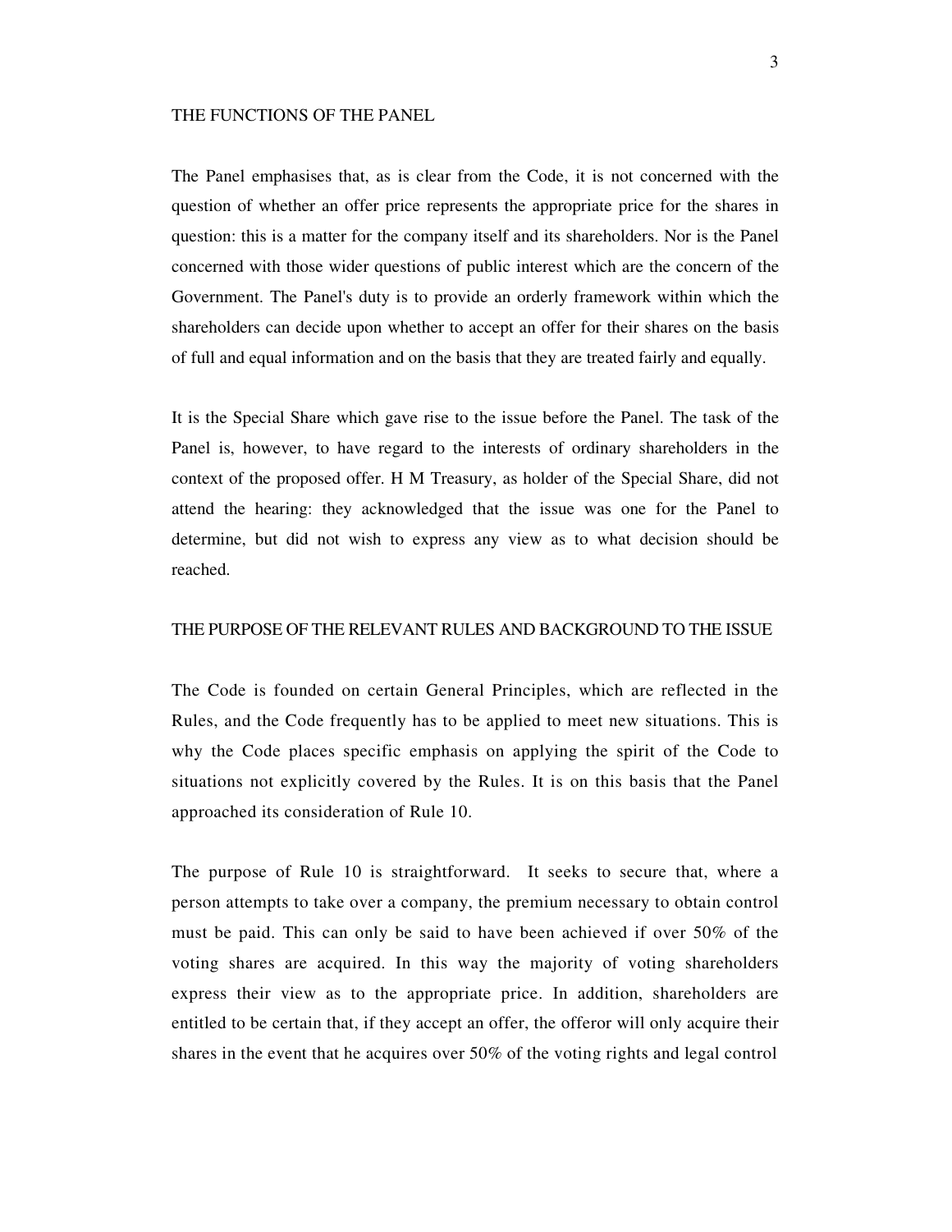## THE FUNCTIONS OF THE PANEL

The Panel emphasises that, as is clear from the Code, it is not concerned with the question of whether an offer price represents the appropriate price for the shares in question: this is a matter for the company itself and its shareholders. Nor is the Panel concerned with those wider questions of public interest which are the concern of the Government. The Panel's duty is to provide an orderly framework within which the shareholders can decide upon whether to accept an offer for their shares on the basis of full and equal information and on the basis that they are treated fairly and equally.

It is the Special Share which gave rise to the issue before the Panel. The task of the Panel is, however, to have regard to the interests of ordinary shareholders in the context of the proposed offer. H M Treasury, as holder of the Special Share, did not attend the hearing: they acknowledged that the issue was one for the Panel to determine, but did not wish to express any view as to what decision should be reached.

## THE PURPOSE OF THE RELEVANT RULES AND BACKGROUND TO THE ISSUE

The Code is founded on certain General Principles, which are reflected in the Rules, and the Code frequently has to be applied to meet new situations. This is why the Code places specific emphasis on applying the spirit of the Code to situations not explicitly covered by the Rules. It is on this basis that the Panel approached its consideration of Rule 10.

The purpose of Rule 10 is straightforward. It seeks to secure that, where a person attempts to take over a company, the premium necessary to obtain control must be paid. This can only be said to have been achieved if over 50% of the voting shares are acquired. In this way the majority of voting shareholders express their view as to the appropriate price. In addition, shareholders are entitled to be certain that, if they accept an offer, the offeror will only acquire their shares in the event that he acquires over 50% of the voting rights and legal control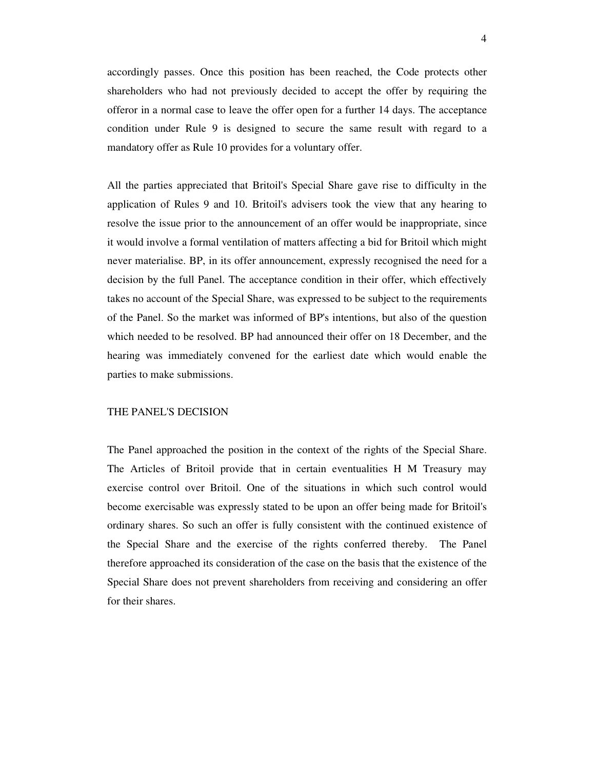accordingly passes. Once this position has been reached, the Code protects other shareholders who had not previously decided to accept the offer by requiring the offeror in a normal case to leave the offer open for a further 14 days. The acceptance condition under Rule 9 is designed to secure the same result with regard to a mandatory offer as Rule 10 provides for a voluntary offer.

All the parties appreciated that Britoil's Special Share gave rise to difficulty in the application of Rules 9 and 10. Britoil's advisers took the view that any hearing to resolve the issue prior to the announcement of an offer would be inappropriate, since it would involve a formal ventilation of matters affecting a bid for Britoil which might never materialise. BP, in its offer announcement, expressly recognised the need for a decision by the full Panel. The acceptance condition in their offer, which effectively takes no account of the Special Share, was expressed to be subject to the requirements of the Panel. So the market was informed of BP's intentions, but also of the question which needed to be resolved. BP had announced their offer on 18 December, and the hearing was immediately convened for the earliest date which would enable the parties to make submissions.

## THE PANEL'S DECISION

The Panel approached the position in the context of the rights of the Special Share. The Articles of Britoil provide that in certain eventualities H M Treasury may exercise control over Britoil. One of the situations in which such control would become exercisable was expressly stated to be upon an offer being made for Britoil's ordinary shares. So such an offer is fully consistent with the continued existence of the Special Share and the exercise of the rights conferred thereby. The Panel therefore approached its consideration of the case on the basis that the existence of the Special Share does not prevent shareholders from receiving and considering an offer for their shares.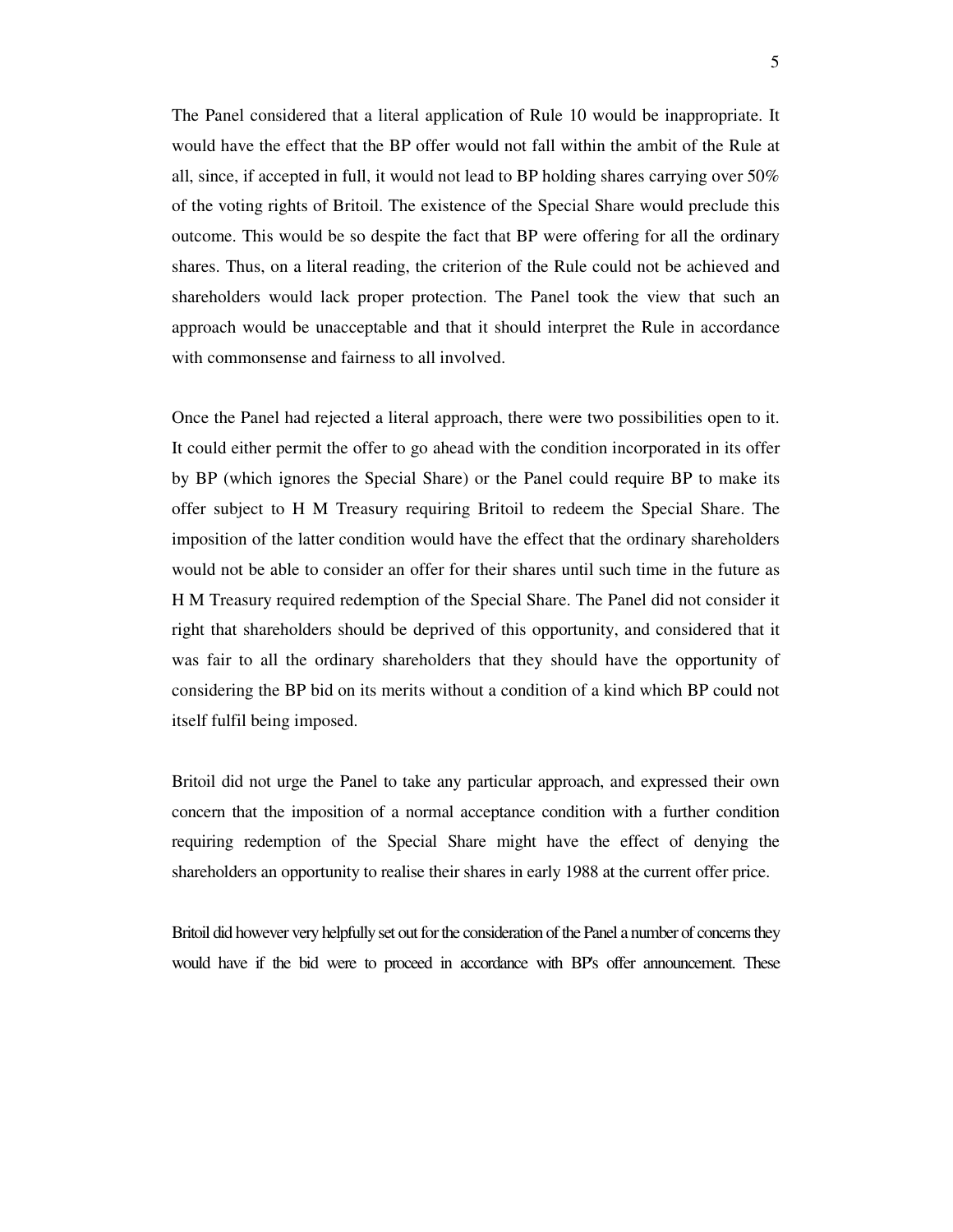The Panel considered that a literal application of Rule 10 would be inappropriate. It would have the effect that the BP offer would not fall within the ambit of the Rule at all, since, if accepted in full, it would not lead to BP holding shares carrying over 50% of the voting rights of Britoil. The existence of the Special Share would preclude this outcome. This would be so despite the fact that BP were offering for all the ordinary shares. Thus, on a literal reading, the criterion of the Rule could not be achieved and shareholders would lack proper protection. The Panel took the view that such an approach would be unacceptable and that it should interpret the Rule in accordance with commonsense and fairness to all involved.

Once the Panel had rejected a literal approach, there were two possibilities open to it. It could either permit the offer to go ahead with the condition incorporated in its offer by BP (which ignores the Special Share) or the Panel could require BP to make its offer subject to H M Treasury requiring Britoil to redeem the Special Share. The imposition of the latter condition would have the effect that the ordinary shareholders would not be able to consider an offer for their shares until such time in the future as H M Treasury required redemption of the Special Share. The Panel did not consider it right that shareholders should be deprived of this opportunity, and considered that it was fair to all the ordinary shareholders that they should have the opportunity of considering the BP bid on its merits without a condition of a kind which BP could not itself fulfil being imposed.

Britoil did not urge the Panel to take any particular approach, and expressed their own concern that the imposition of a normal acceptance condition with a further condition requiring redemption of the Special Share might have the effect of denying the shareholders an opportunity to realise their shares in early 1988 at the current offer price.

Britoil did however very helpfully set out for the consideration of the Panel a number of concerns they would have if the bid were to proceed in accordance with BP's offer announcement. These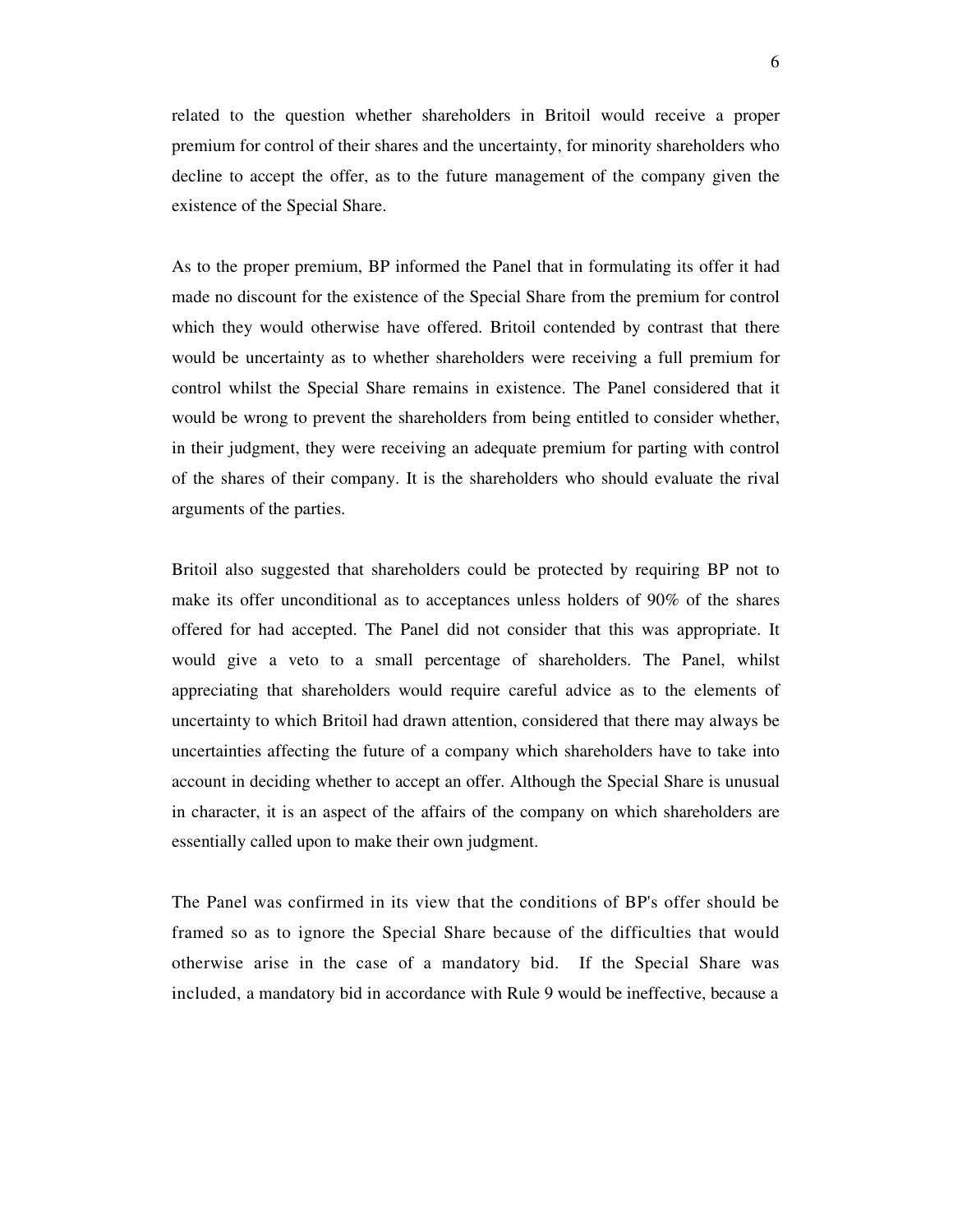related to the question whether shareholders in Britoil would receive a proper premium for control of their shares and the uncertainty, for minority shareholders who decline to accept the offer, as to the future management of the company given the existence of the Special Share.

As to the proper premium, BP informed the Panel that in formulating its offer it had made no discount for the existence of the Special Share from the premium for control which they would otherwise have offered. Britoil contended by contrast that there would be uncertainty as to whether shareholders were receiving a full premium for control whilst the Special Share remains in existence. The Panel considered that it would be wrong to prevent the shareholders from being entitled to consider whether, in their judgment, they were receiving an adequate premium for parting with control of the shares of their company. It is the shareholders who should evaluate the rival arguments of the parties.

Britoil also suggested that shareholders could be protected by requiring BP not to make its offer unconditional as to acceptances unless holders of 90% of the shares offered for had accepted. The Panel did not consider that this was appropriate. It would give a veto to a small percentage of shareholders. The Panel, whilst appreciating that shareholders would require careful advice as to the elements of uncertainty to which Britoil had drawn attention, considered that there may always be uncertainties affecting the future of a company which shareholders have to take into account in deciding whether to accept an offer. Although the Special Share is unusual in character, it is an aspect of the affairs of the company on which shareholders are essentially called upon to make their own judgment.

The Panel was confirmed in its view that the conditions of BP's offer should be framed so as to ignore the Special Share because of the difficulties that would otherwise arise in the case of a mandatory bid. If the Special Share was included, a mandatory bid in accordance with Rule 9 would be ineffective, because a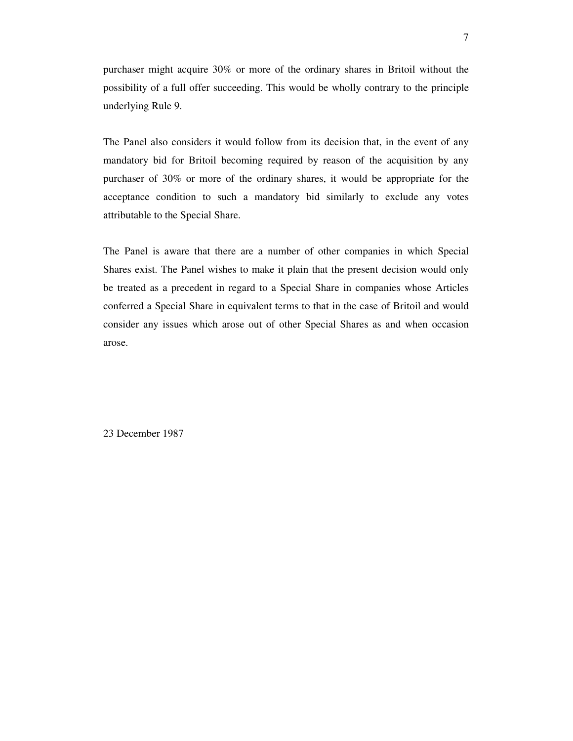purchaser might acquire 30% or more of the ordinary shares in Britoil without the possibility of a full offer succeeding. This would be wholly contrary to the principle underlying Rule 9.

The Panel also considers it would follow from its decision that, in the event of any mandatory bid for Britoil becoming required by reason of the acquisition by any purchaser of 30% or more of the ordinary shares, it would be appropriate for the acceptance condition to such a mandatory bid similarly to exclude any votes attributable to the Special Share.

The Panel is aware that there are a number of other companies in which Special Shares exist. The Panel wishes to make it plain that the present decision would only be treated as a precedent in regard to a Special Share in companies whose Articles conferred a Special Share in equivalent terms to that in the case of Britoil and would consider any issues which arose out of other Special Shares as and when occasion arose.

23 December 1987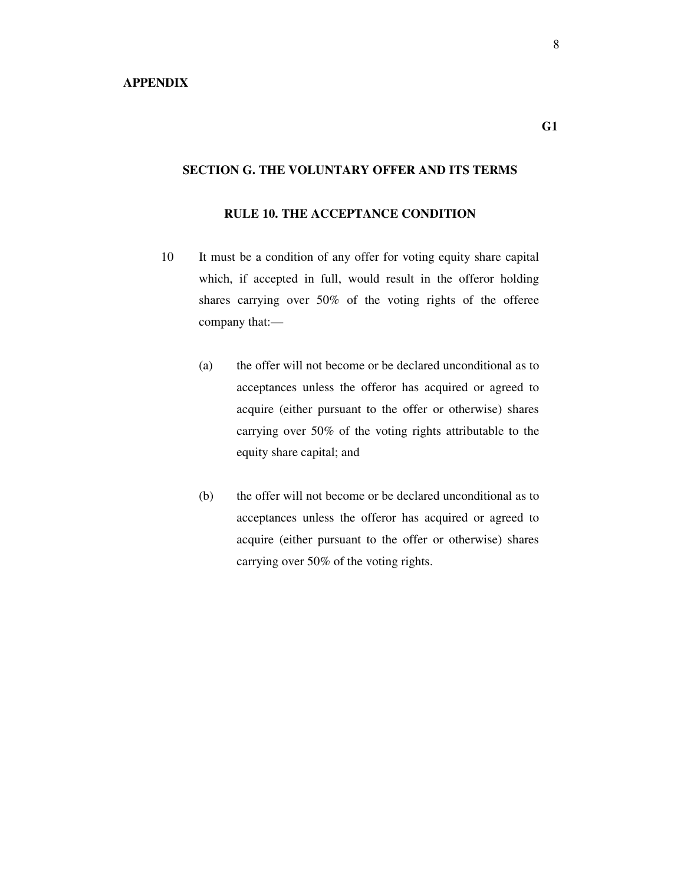**APPENDIX**

**G1**

## SECTION G. THE VOLUNTARY OFFER AND ITS TERMS

### RULE 10. THE ACCEPTANCE CONDITION

10 It must be a condition of any offer for voting equity share capital which, if accepted in full, would result in the offeror holding shares carrying over 50% of the voting rights of the offeree company that:—

(a) the offer will not become or be declared unconditional as to acceptances unless the offeror has acquired or agreed to acquire (either pursuant to the offer or otherwise) shares carrying over 50% of the voting rights attributable to the equity share capital; and

(b) the offer will not become or be declared unconditional as to acceptances unless the offeror has acquired or agreed to acquire (either pursuant to the offer or otherwise) shares carrying over 50% of the voting rights.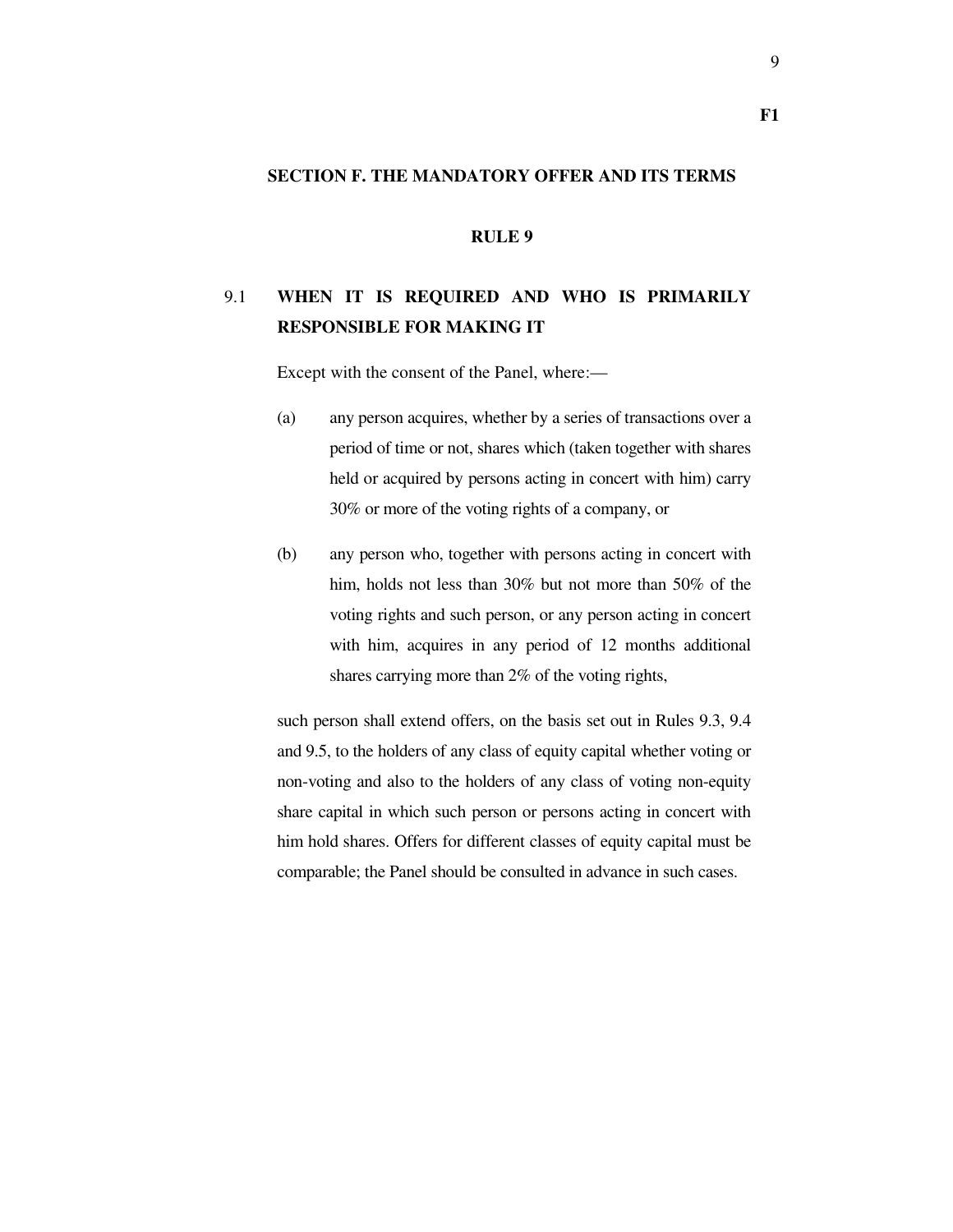## SECTION F. THE MANDATORY OFFER AND ITS TERMS

### RULE 9

### 9.1 WHEN IT IS REQUIRED AND WHO IS PRIMARILY RESPONSIBLE FOR MAKING IT

Except with the consent of the Panel, where:—

(a) any person acquires, whether by a series of transactions over a period of time or not, shares which (taken together with shares held or acquired by persons acting in concert with him) carry 30% or more of the voting rights of a company, or

(b) any person who, together with persons acting in concert with him, holds not less than 30% but not more than 50% of the voting rights and such person, or any person acting in concert with him, acquires in any period of 12 months additional shares carrying more than 2% of the voting rights,

such person shall extend offers, on the basis set out in Rules 9.3, 9.4 and 9.5, to the holders of any class of equity capital whether voting or non-voting and also to the holders of any class of voting non-equity share capital in which such person or persons acting in concert with him hold shares. Offers for different classes of equity capital must be comparable; the Panel should be consulted in advance in such cases.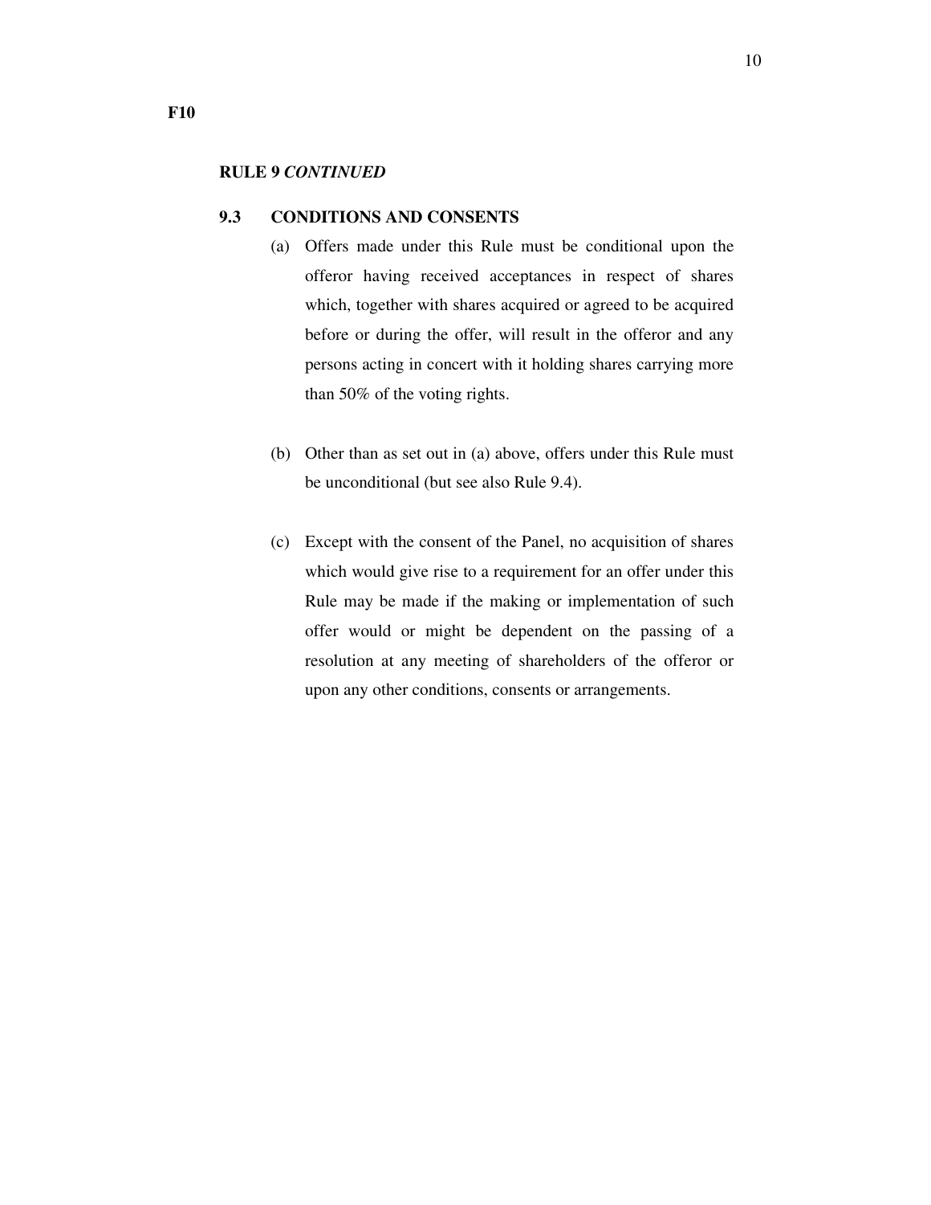**F10**

**RULE 9** ***CONTINUED***

### 9.3 CONDITIONS AND CONSENTS

(a) Offers made under this Rule must be conditional upon the offeror having received acceptances in respect of shares which, together with shares acquired or agreed to be acquired before or during the offer, will result in the offeror and any persons acting in concert with it holding shares carrying more than 50% of the voting rights.

(b) Other than as set out in (a) above, offers under this Rule must be unconditional (but see also Rule 9.4).

(c) Except with the consent of the Panel, no acquisition of shares which would give rise to a requirement for an offer under this Rule may be made if the making or implementation of such offer would or might be dependent on the passing of a resolution at any meeting of shareholders of the offeror or upon any other conditions, consents or arrangements.